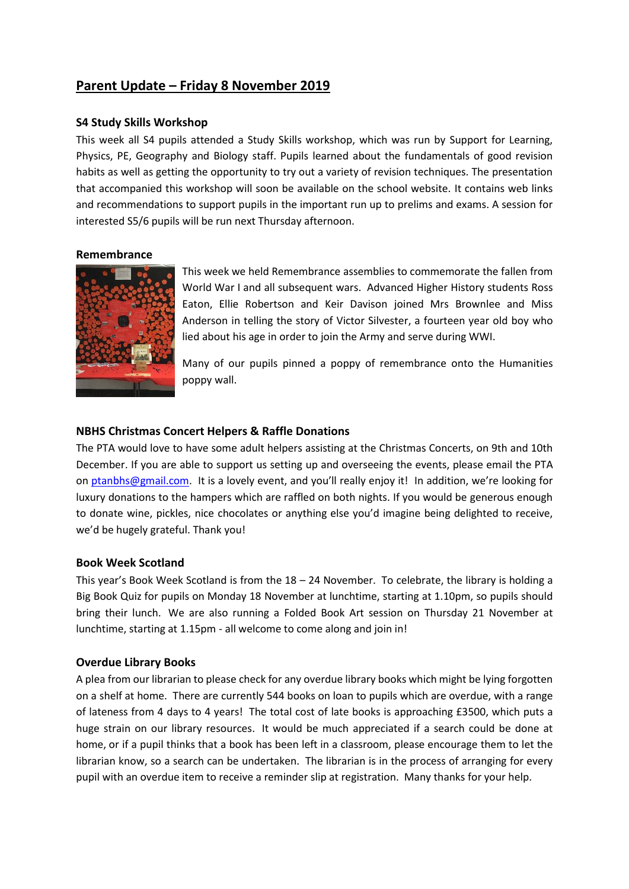# Parent Update – Friday 8 November 2019

### S4 Study Skills Workshop

This week all S4 pupils attended a Study Skills workshop, which was run by Support for Learning, Physics, PE, Geography and Biology staff. Pupils learned about the fundamentals of good revision habits as well as getting the opportunity to try out a variety of revision techniques. The presentation that accompanied this workshop will soon be available on the school website. It contains web links and recommendations to support pupils in the important run up to prelims and exams. A session for interested S5/6 pupils will be run next Thursday afternoon.

### Remembrance

This week we held Remembrance assemblies to commemorate the fallen from World War I and all subsequent wars. Advanced Higher History students Ross Eaton, Ellie Robertson and Keir Davison joined Mrs Brownlee and Miss Anderson in telling the story of Victor Silvester, a fourteen year old boy who lied about his age in order to join the Army and serve during WWI.

Many of our pupils pinned a poppy of remembrance onto the Humanities poppy wall.

### NBHS Christmas Concert Helpers & Raffle Donations

The PTA would love to have some adult helpers assisting at the Christmas Concerts, on 9th and 10th December. If you are able to support us setting up and overseeing the events, please email the PTA on ptanbhs@gmail.com. It is a lovely event, and you'll really enjoy it! In addition, we're looking for luxury donations to the hampers which are raffled on both nights. If you would be generous enough to donate wine, pickles, nice chocolates or anything else you'd imagine being delighted to receive, we'd be hugely grateful. Thank you!

### Book Week Scotland

This year's Book Week Scotland is from the 18 – 24 November. To celebrate, the library is holding a Big Book Quiz for pupils on Monday 18 November at lunchtime, starting at 1.10pm, so pupils should bring their lunch. We are also running a Folded Book Art session on Thursday 21 November at lunchtime, starting at 1.15pm - all welcome to come along and join in!

### Overdue Library Books

A plea from our librarian to please check for any overdue library books which might be lying forgotten on a shelf at home. There are currently 544 books on loan to pupils which are overdue, with a range of lateness from 4 days to 4 years! The total cost of late books is approaching £3500, which puts a huge strain on our library resources. It would be much appreciated if a search could be done at home, or if a pupil thinks that a book has been left in a classroom, please encourage them to let the librarian know, so a search can be undertaken. The librarian is in the process of arranging for every pupil with an overdue item to receive a reminder slip at registration. Many thanks for your help.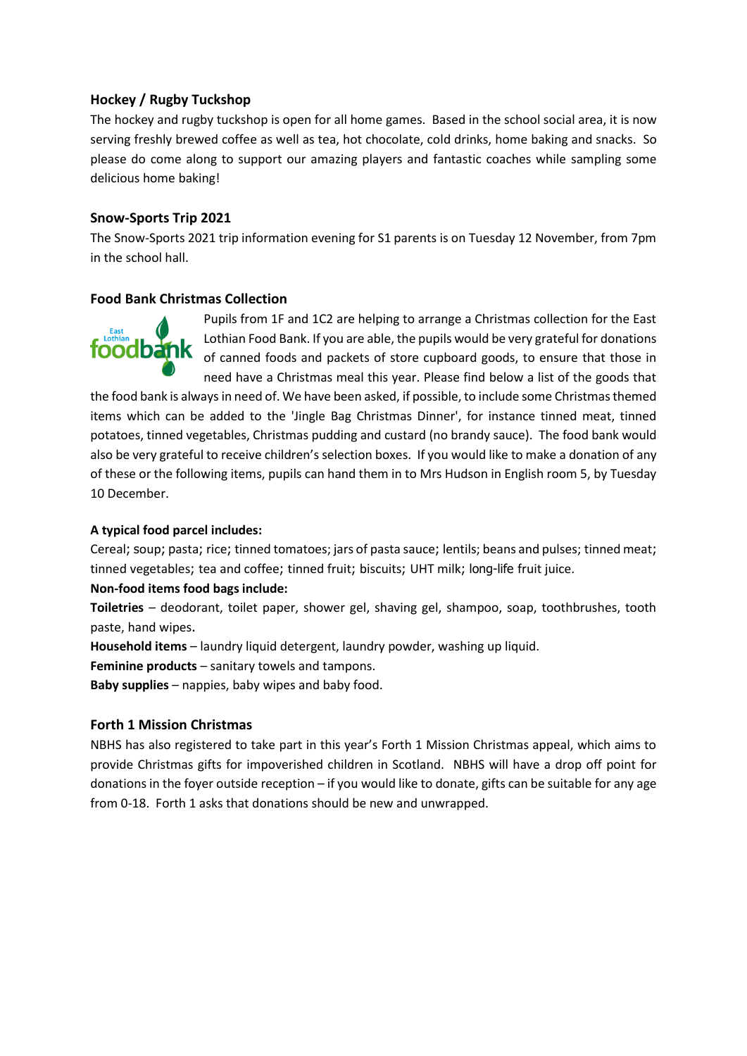## Hockey / Rugby Tuckshop

The hockey and rugby tuckshop is open for all home games. Based in the school social area, it is now serving freshly brewed coffee as well as tea, hot chocolate, cold drinks, home baking and snacks. So please do come along to support our amazing players and fantastic coaches while sampling some delicious home baking!

## Snow-Sports Trip 2021

The Snow-Sports 2021 trip information evening for S1 parents is on Tuesday 12 November, from 7pm in the school hall.

## Food Bank Christmas Collection

Pupils from 1F and 1C2 are helping to arrange a Christmas collection for the East Lothian Food Bank. If you are able, the pupils would be very grateful for donations of canned foods and packets of store cupboard goods, to ensure that those in need have a Christmas meal this year. Please find below a list of the goods that the food bank is always in need of. We have been asked, if possible, to include some Christmas themed items which can be added to the 'Jingle Bag Christmas Dinner', for instance tinned meat, tinned potatoes, tinned vegetables, Christmas pudding and custard (no brandy sauce). The food bank would also be very grateful to receive children's selection boxes. If you would like to make a donation of any of these or the following items, pupils can hand them in to Mrs Hudson in English room 5, by Tuesday 10 December.

**A typical food parcel includes:**

Cereal; soup; pasta; rice; tinned tomatoes; jars of pasta sauce; lentils; beans and pulses; tinned meat; tinned vegetables; tea and coffee; tinned fruit; biscuits; UHT milk; long-life fruit juice.

**Non-food items food bags include:**

**Toiletries** – deodorant, toilet paper, shower gel, shaving gel, shampoo, soap, toothbrushes, tooth paste, hand wipes.

**Household items** – laundry liquid detergent, laundry powder, washing up liquid.

**Feminine products** – sanitary towels and tampons.

**Baby supplies** – nappies, baby wipes and baby food.

## Forth 1 Mission Christmas

NBHS has also registered to take part in this year's Forth 1 Mission Christmas appeal, which aims to provide Christmas gifts for impoverished children in Scotland. NBHS will have a drop off point for donations in the foyer outside reception – if you would like to donate, gifts can be suitable for any age from 0-18. Forth 1 asks that donations should be new and unwrapped.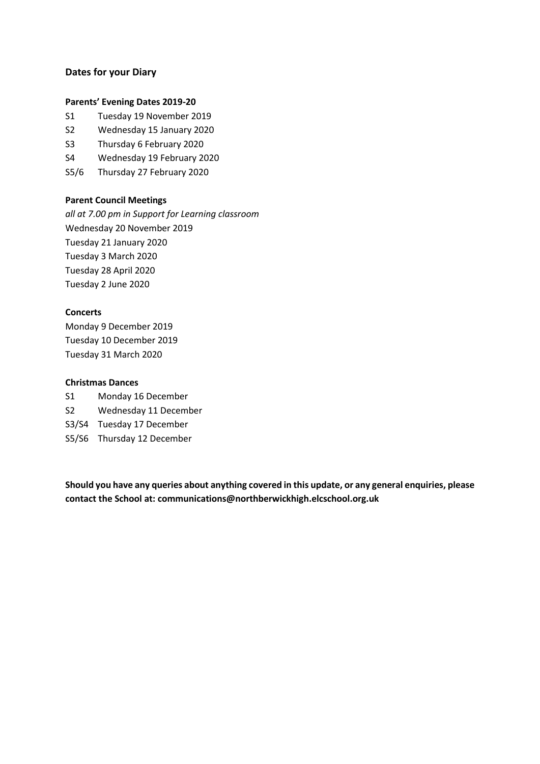## Dates for your Diary

### Parents' Evening Dates 2019-20

| | |
|---|---|
| S1 | Tuesday 19 November 2019 |
| S2 | Wednesday 15 January 2020 |
| S3 | Thursday 6 February 2020 |
| S4 | Wednesday 19 February 2020 |
| S5/6 | Thursday 27 February 2020 |

### Parent Council Meetings

*all at 7.00 pm in Support for Learning classroom*

Wednesday 20 November 2019
Tuesday 21 January 2020
Tuesday 3 March 2020
Tuesday 28 April 2020
Tuesday 2 June 2020

### Concerts

Monday 9 December 2019
Tuesday 10 December 2019
Tuesday 31 March 2020

### Christmas Dances

| | |
|---|---|
| S1 | Monday 16 December |
| S2 | Wednesday 11 December |
| S3/S4 | Tuesday 17 December |
| S5/S6 | Thursday 12 December |

**Should you have any queries about anything covered in this update, or any general enquiries, please contact the School at: communications@northberwickhigh.elcschool.org.uk**